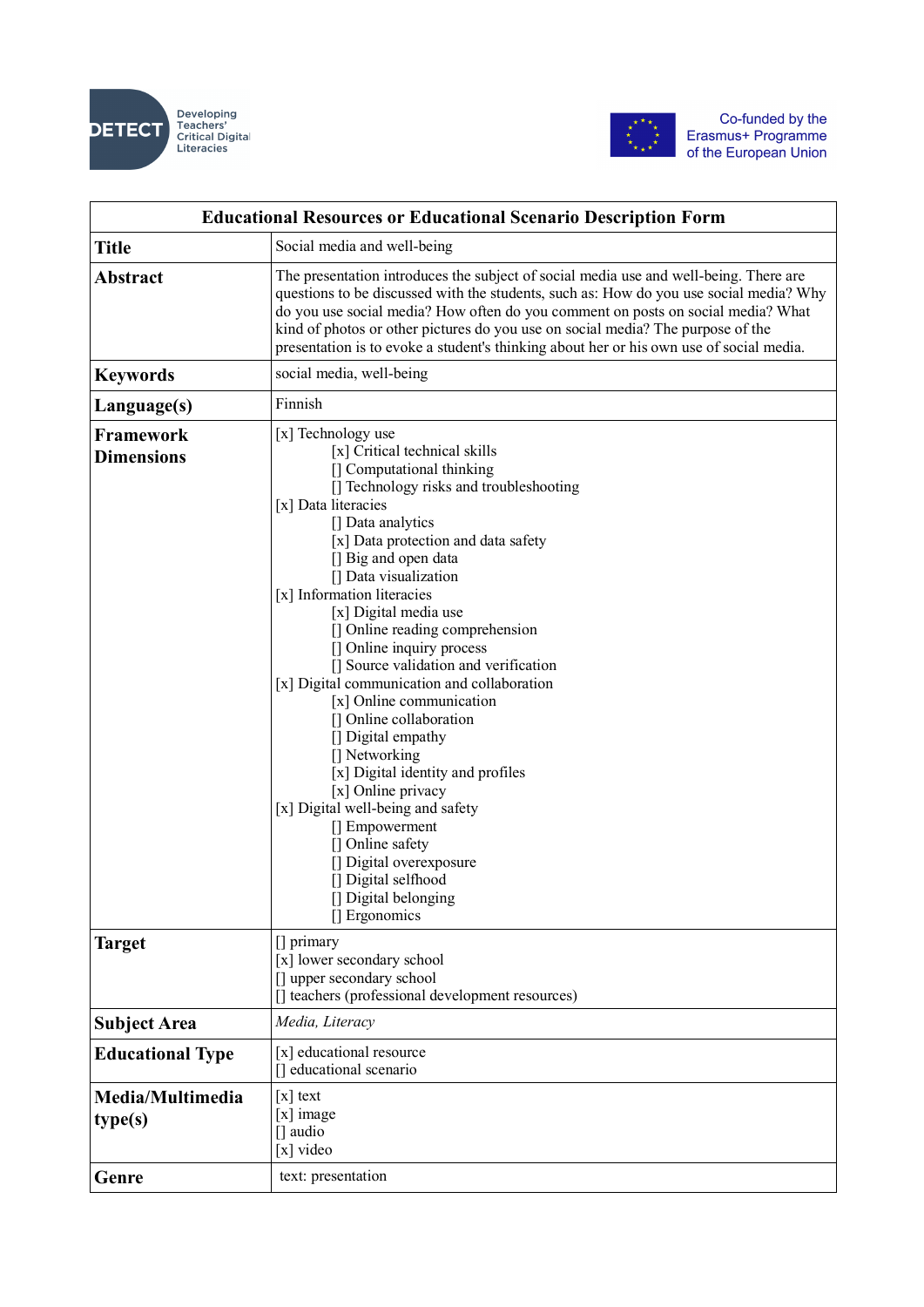DETECT Developing Teachers' Critical Digital Literacies

Co-funded by the Erasmus+ Programme of the European Union

| Educational Resources or Educational Scenario Description Form | |
|---|---|
| **Title** | Social media and well-being |
| **Abstract** | The presentation introduces the subject of social media use and well-being. There are questions to be discussed with the students, such as: How do you use social media? Why do you use social media? How often do you comment on posts on social media? What kind of photos or other pictures do you use on social media? The purpose of the presentation is to evoke a student's thinking about her or his own use of social media. |
| **Keywords** | social media, well-being |
| **Language(s)** | Finnish |
| **Framework Dimensions** | [x] Technology use<br>    [x] Critical technical skills<br>    [] Computational thinking<br>    [] Technology risks and troubleshooting<br>[x] Data literacies<br>    [] Data analytics<br>    [x] Data protection and data safety<br>    [] Big and open data<br>    [] Data visualization<br>[x] Information literacies<br>    [x] Digital media use<br>    [] Online reading comprehension<br>    [] Online inquiry process<br>    [] Source validation and verification<br>[x] Digital communication and collaboration<br>    [x] Online communication<br>    [] Online collaboration<br>    [] Digital empathy<br>    [] Networking<br>    [x] Digital identity and profiles<br>    [x] Online privacy<br>[x] Digital well-being and safety<br>    [] Empowerment<br>    [] Online safety<br>    [] Digital overexposure<br>    [] Digital selfhood<br>    [] Digital belonging<br>    [] Ergonomics |
| **Target** | [] primary<br>[x] lower secondary school<br>[] upper secondary school<br>[] teachers (professional development resources) |
| **Subject Area** | *Media, Literacy* |
| **Educational Type** | [x] educational resource<br>[] educational scenario |
| **Media/Multimedia type(s)** | [x] text<br>[x] image<br>[] audio<br>[x] video |
| **Genre** | text: presentation |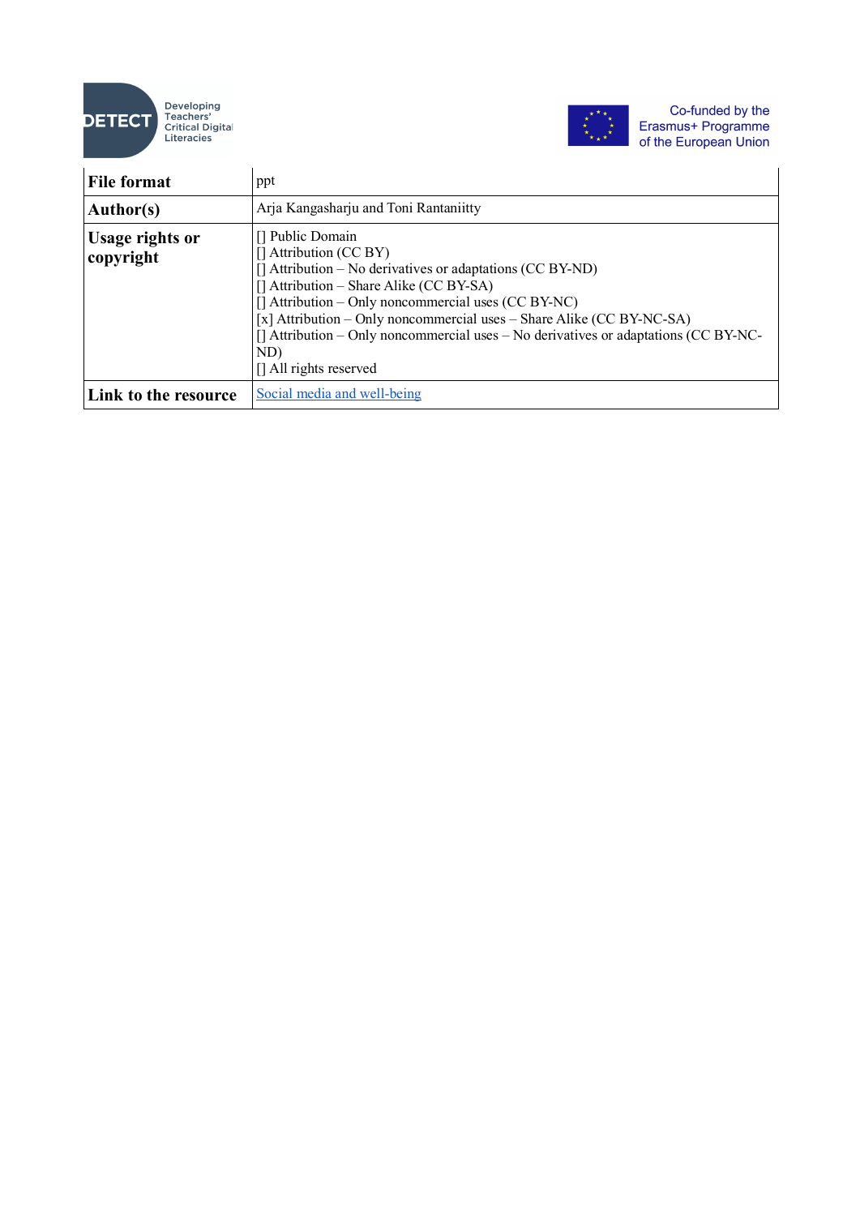| | |
|---|---|
| **File format** | ppt |
| **Author(s)** | Arja Kangasharju and Toni Rantaniitty |
| **Usage rights or copyright** | [] Public Domain<br>[] Attribution (CC BY)<br>[] Attribution – No derivatives or adaptations (CC BY-ND)<br>[] Attribution – Share Alike (CC BY-SA)<br>[] Attribution – Only noncommercial uses (CC BY-NC)<br>[x] Attribution – Only noncommercial uses – Share Alike (CC BY-NC-SA)<br>[] Attribution – Only noncommercial uses – No derivatives or adaptations (CC BY-NC-ND)<br>[] All rights reserved |
| **Link to the resource** | Social media and well-being |